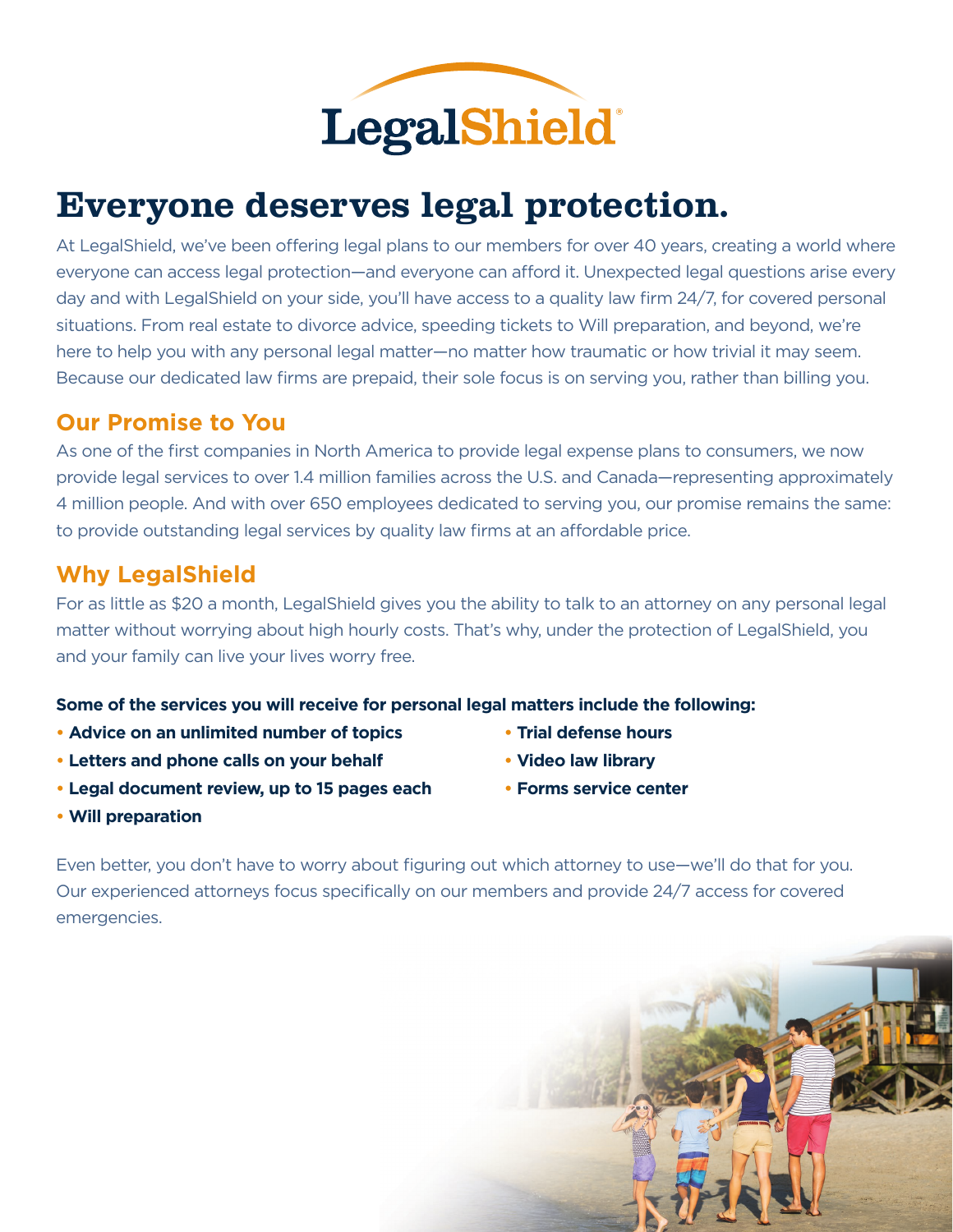# LegalShield

## Everyone deserves legal protection.

At LegalShield, we've been offering legal plans to our members for over 40 years, creating a world where everyone can access legal protection—and everyone can afford it. Unexpected legal questions arise every day and with LegalShield on your side, you'll have access to a quality law firm 24/7, for covered personal situations. From real estate to divorce advice, speeding tickets to Will preparation, and beyond, we're here to help you with any personal legal matter—no matter how traumatic or how trivial it may seem. Because our dedicated law firms are prepaid, their sole focus is on serving you, rather than billing you.

### Our Promise to You

As one of the first companies in North America to provide legal expense plans to consumers, we now provide legal services to over 1.4 million families across the U.S. and Canada—representing approximately 4 million people. And with over 650 employees dedicated to serving you, our promise remains the same: to provide outstanding legal services by quality law firms at an affordable price.

### Why LegalShield

For as little as $20 a month, LegalShield gives you the ability to talk to an attorney on any personal legal matter without worrying about high hourly costs. That's why, under the protection of LegalShield, you and your family can live your lives worry free.

**Some of the services you will receive for personal legal matters include the following:**

- **Advice on an unlimited number of topics**
- **Letters and phone calls on your behalf**
- **Legal document review, up to 15 pages each**
- **Will preparation**
- **Trial defense hours**
- **Video law library**
- **Forms service center**

Even better, you don't have to worry about figuring out which attorney to use—we'll do that for you. Our experienced attorneys focus specifically on our members and provide 24/7 access for covered emergencies.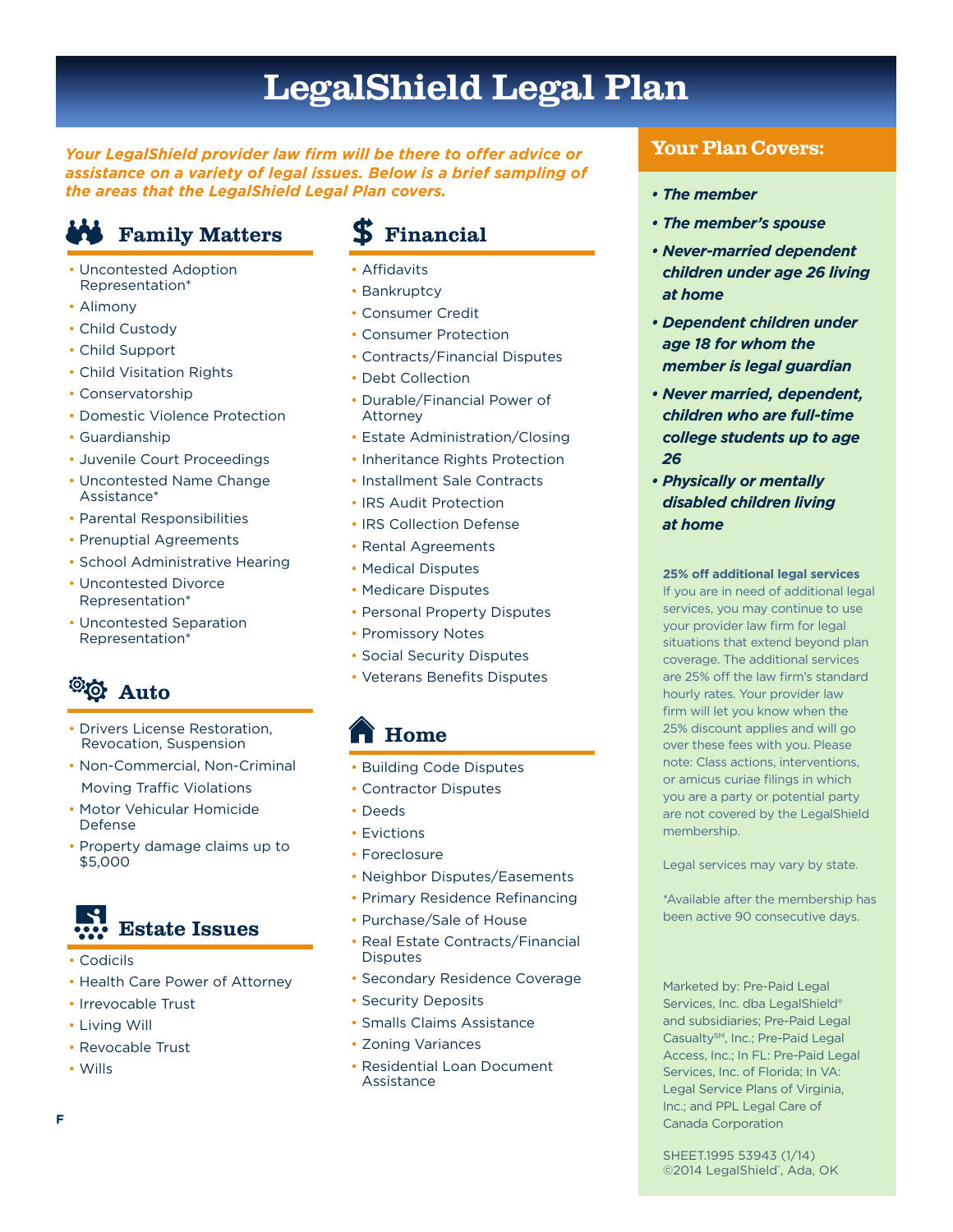# LegalShield Legal Plan

***Your LegalShield provider law firm will be there to offer advice or assistance on a variety of legal issues. Below is a brief sampling of the areas that the LegalShield Legal Plan covers.***

## Family Matters

- Uncontested Adoption Representation*
- Alimony
- Child Custody
- Child Support
- Child Visitation Rights
- Conservatorship
- Domestic Violence Protection
- Guardianship
- Juvenile Court Proceedings
- Uncontested Name Change Assistance*
- Parental Responsibilities
- Prenuptial Agreements
- School Administrative Hearing
- Uncontested Divorce Representation*
- Uncontested Separation Representation*

## Auto

- Drivers License Restoration, Revocation, Suspension
- Non-Commercial, Non-Criminal Moving Traffic Violations
- Motor Vehicular Homicide Defense
- Property damage claims up to $5,000

## Estate Issues

- Codicils
- Health Care Power of Attorney
- Irrevocable Trust
- Living Will
- Revocable Trust
- Wills

## Financial

- Affidavits
- Bankruptcy
- Consumer Credit
- Consumer Protection
- Contracts/Financial Disputes
- Debt Collection
- Durable/Financial Power of Attorney
- Estate Administration/Closing
- Inheritance Rights Protection
- Installment Sale Contracts
- IRS Audit Protection
- IRS Collection Defense
- Rental Agreements
- Medical Disputes
- Medicare Disputes
- Personal Property Disputes
- Promissory Notes
- Social Security Disputes
- Veterans Benefits Disputes

## Home

- Building Code Disputes
- Contractor Disputes
- Deeds
- Evictions
- Foreclosure
- Neighbor Disputes/Easements
- Primary Residence Refinancing
- Purchase/Sale of House
- Real Estate Contracts/Financial Disputes
- Secondary Residence Coverage
- Security Deposits
- Smalls Claims Assistance
- Zoning Variances
- Residential Loan Document Assistance

## Your Plan Covers:

- ***The member***
- ***The member's spouse***
- ***Never-married dependent children under age 26 living at home***
- ***Dependent children under age 18 for whom the member is legal guardian***
- ***Never married, dependent, children who are full-time college students up to age 26***
- ***Physically or mentally disabled children living at home***

**25% off additional legal services**
If you are in need of additional legal services, you may continue to use your provider law firm for legal situations that extend beyond plan coverage. The additional services are 25% off the law firm's standard hourly rates. Your provider law firm will let you know when the 25% discount applies and will go over these fees with you. Please note: Class actions, interventions, or amicus curiae filings in which you are a party or potential party are not covered by the LegalShield membership.

Legal services may vary by state.

*Available after the membership has been active 90 consecutive days.

Marketed by: Pre-Paid Legal Services, Inc. dba LegalShield® and subsidiaries; Pre-Paid Legal Casualty℠, Inc.; Pre-Paid Legal Access, Inc.; In FL: Pre-Paid Legal Services, Inc. of Florida; In VA: Legal Service Plans of Virginia, Inc.; and PPL Legal Care of Canada Corporation

SHEET.1995 53943 (1/14)
©2014 LegalShield®, Ada, OK

F